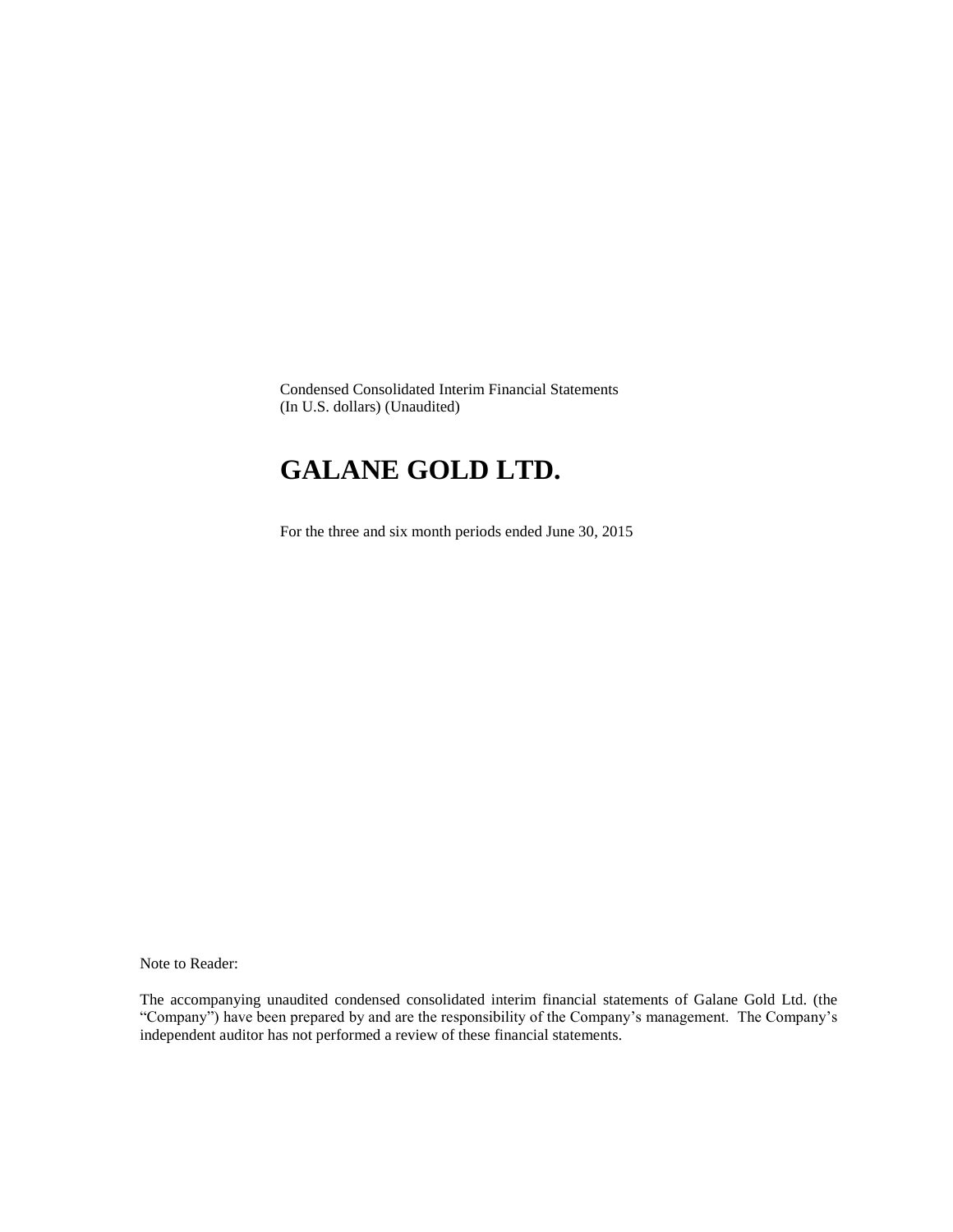Condensed Consolidated Interim Financial Statements
(In U.S. dollars) (Unaudited)

# GALANE GOLD LTD.

For the three and six month periods ended June 30, 2015

Note to Reader:

The accompanying unaudited condensed consolidated interim financial statements of Galane Gold Ltd. (the "Company") have been prepared by and are the responsibility of the Company's management. The Company's independent auditor has not performed a review of these financial statements.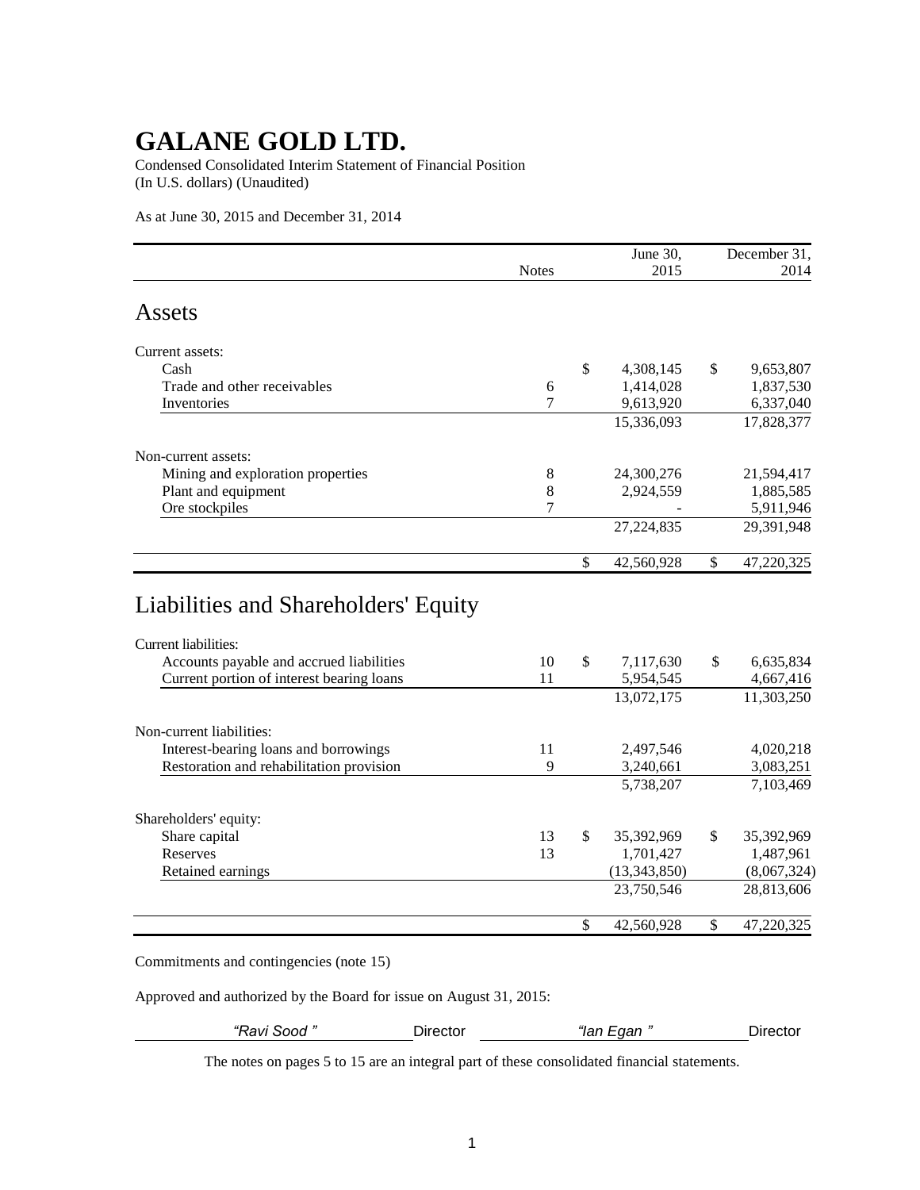# GALANE GOLD LTD.

Condensed Consolidated Interim Statement of Financial Position
(In U.S. dollars) (Unaudited)

As at June 30, 2015 and December 31, 2014

| | Notes | June 30, 2015 | December 31, 2014 |
|---|---|---|---|
| **Assets** | | | |
| Current assets: | | | |
| Cash | | $ 4,308,145 | $ 9,653,807 |
| Trade and other receivables | 6 | 1,414,028 | 1,837,530 |
| Inventories | 7 | 9,613,920 | 6,337,040 |
| | | 15,336,093 | 17,828,377 |
| Non-current assets: | | | |
| Mining and exploration properties | 8 | 24,300,276 | 21,594,417 |
| Plant and equipment | 8 | 2,924,559 | 1,885,585 |
| Ore stockpiles | 7 | - | 5,911,946 |
| | | 27,224,835 | 29,391,948 |
| | | $ 42,560,928 | $ 47,220,325 |
| **Liabilities and Shareholders' Equity** | | | |
| Current liabilities: | | | |
| Accounts payable and accrued liabilities | 10 | $ 7,117,630 | $ 6,635,834 |
| Current portion of interest bearing loans | 11 | 5,954,545 | 4,667,416 |
| | | 13,072,175 | 11,303,250 |
| Non-current liabilities: | | | |
| Interest-bearing loans and borrowings | 11 | 2,497,546 | 4,020,218 |
| Restoration and rehabilitation provision | 9 | 3,240,661 | 3,083,251 |
| | | 5,738,207 | 7,103,469 |
| Shareholders' equity: | | | |
| Share capital | 13 | $ 35,392,969 | $ 35,392,969 |
| Reserves | 13 | 1,701,427 | 1,487,961 |
| Retained earnings | | (13,343,850) | (8,067,324) |
| | | 23,750,546 | 28,813,606 |
| | | $ 42,560,928 | $ 47,220,325 |

Commitments and contingencies (note 15)

Approved and authorized by the Board for issue on August 31, 2015:

*"Ravi Sood"* Director *"Ian Egan"* Director

The notes on pages 5 to 15 are an integral part of these consolidated financial statements.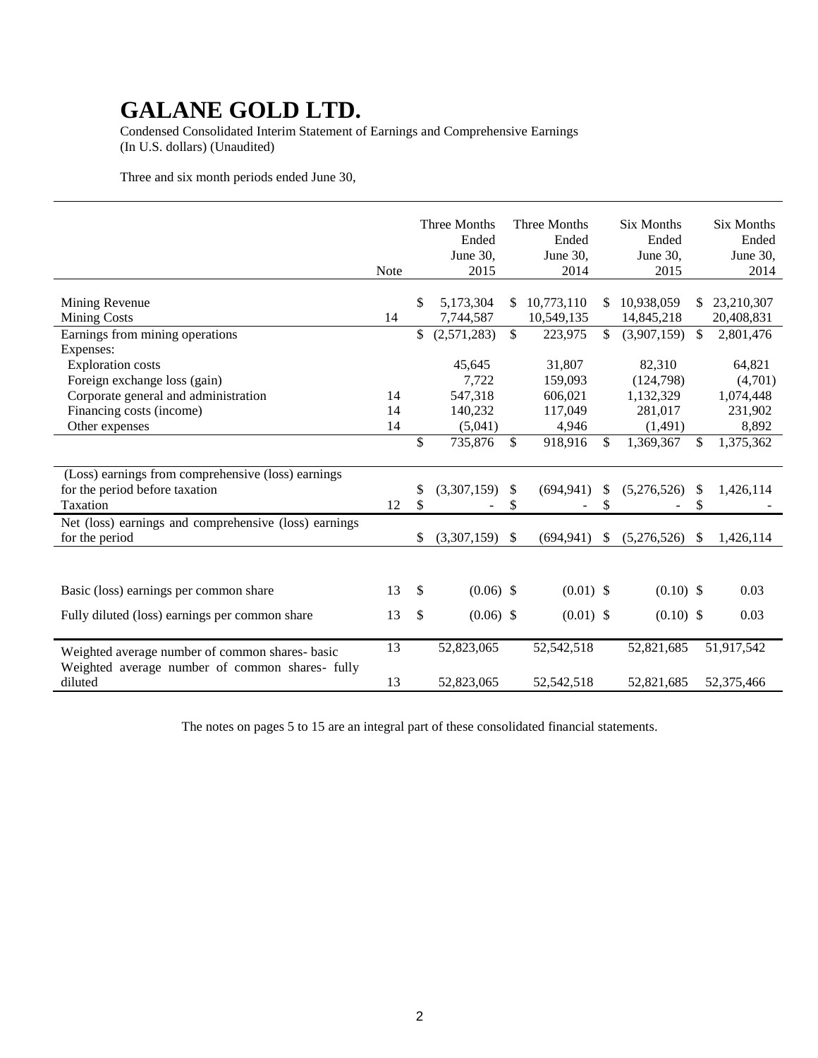# GALANE GOLD LTD.

Condensed Consolidated Interim Statement of Earnings and Comprehensive Earnings
(In U.S. dollars) (Unaudited)

Three and six month periods ended June 30,

| | Note | Three Months Ended June 30, 2015 | Three Months Ended June 30, 2014 | Six Months Ended June 30, 2015 | Six Months Ended June 30, 2014 |
|---|---|---|---|---|---|
| Mining Revenue | | $ 5,173,304 | $ 10,773,110 | $ 10,938,059 | $ 23,210,307 |
| Mining Costs | 14 | 7,744,587 | 10,549,135 | 14,845,218 | 20,408,831 |
| Earnings from mining operations | | $ (2,571,283) | $ 223,975 | $ (3,907,159) | $ 2,801,476 |
| Expenses: | | | | | |
| Exploration costs | | 45,645 | 31,807 | 82,310 | 64,821 |
| Foreign exchange loss (gain) | | 7,722 | 159,093 | (124,798) | (4,701) |
| Corporate general and administration | 14 | 547,318 | 606,021 | 1,132,329 | 1,074,448 |
| Financing costs (income) | 14 | 140,232 | 117,049 | 281,017 | 231,902 |
| Other expenses | 14 | (5,041) | 4,946 | (1,491) | 8,892 |
| | | $ 735,876 | $ 918,916 | $ 1,369,367 | $ 1,375,362 |
| (Loss) earnings from comprehensive (loss) earnings for the period before taxation | | $ (3,307,159) | $ (694,941) | $ (5,276,526) | $ 1,426,114 |
| Taxation | 12 | $ - | $ - | $ - | $ - |
| Net (loss) earnings and comprehensive (loss) earnings for the period | | $ (3,307,159) | $ (694,941) | $ (5,276,526) | $ 1,426,114 |
| Basic (loss) earnings per common share | 13 | $ (0.06) | $ (0.01) | $ (0.10) | $ 0.03 |
| Fully diluted (loss) earnings per common share | 13 | $ (0.06) | $ (0.01) | $ (0.10) | $ 0.03 |
| Weighted average number of common shares- basic | 13 | 52,823,065 | 52,542,518 | 52,821,685 | 51,917,542 |
| Weighted average number of common shares- fully diluted | 13 | 52,823,065 | 52,542,518 | 52,821,685 | 52,375,466 |

The notes on pages 5 to 15 are an integral part of these consolidated financial statements.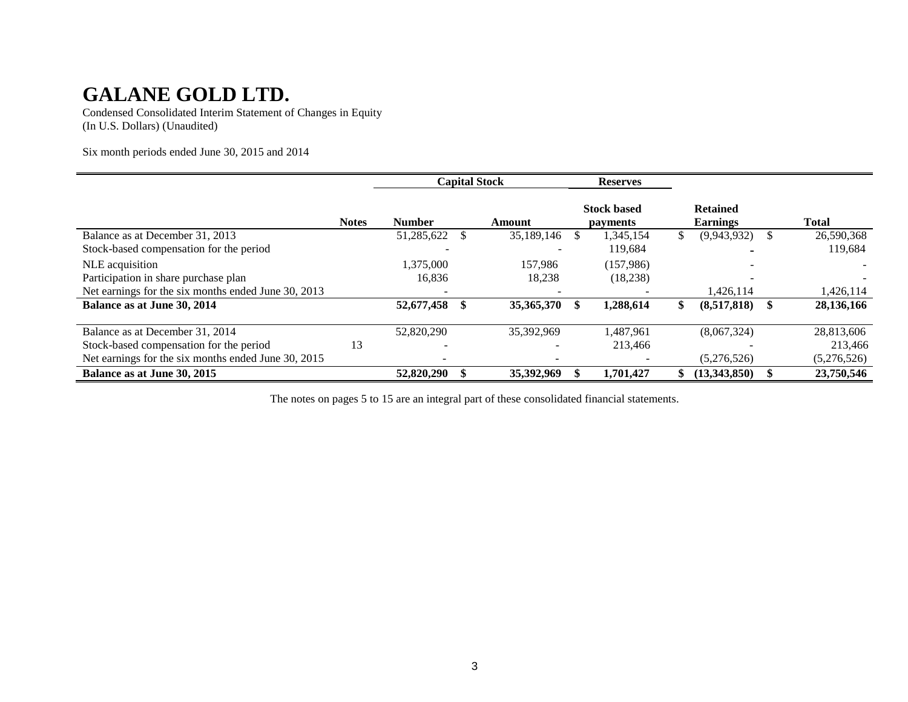# GALANE GOLD LTD.

Condensed Consolidated Interim Statement of Changes in Equity
(In U.S. Dollars) (Unaudited)

Six month periods ended June 30, 2015 and 2014

| | | Capital Stock | | Reserves | | |
|---|---|---|---|---|---|---|
| | Notes | Number | Amount | Stock based payments | Retained Earnings | Total |
| Balance as at December 31, 2013 | | 51,285,622 | $ 35,189,146 | $ 1,345,154 | $ (9,943,932) | $ 26,590,368 |
| Stock-based compensation for the period | | - | - | 119,684 | - | 119,684 |
| NLE acquisition | | 1,375,000 | 157,986 | (157,986) | - | - |
| Participation in share purchase plan | | 16,836 | 18,238 | (18,238) | - | - |
| Net earnings for the six months ended June 30, 2013 | | - | - | - | 1,426,114 | 1,426,114 |
| **Balance as at June 30, 2014** | | **52,677,458** | **$ 35,365,370** | **$ 1,288,614** | **$ (8,517,818)** | **$ 28,136,166** |
| | | | | | | |
| Balance as at December 31, 2014 | | 52,820,290 | 35,392,969 | 1,487,961 | (8,067,324) | 28,813,606 |
| Stock-based compensation for the period | 13 | - | - | 213,466 | - | 213,466 |
| Net earnings for the six months ended June 30, 2015 | | - | - | - | (5,276,526) | (5,276,526) |
| **Balance as at June 30, 2015** | | **52,820,290** | **$ 35,392,969** | **$ 1,701,427** | **$ (13,343,850)** | **$ 23,750,546** |

The notes on pages 5 to 15 are an integral part of these consolidated financial statements.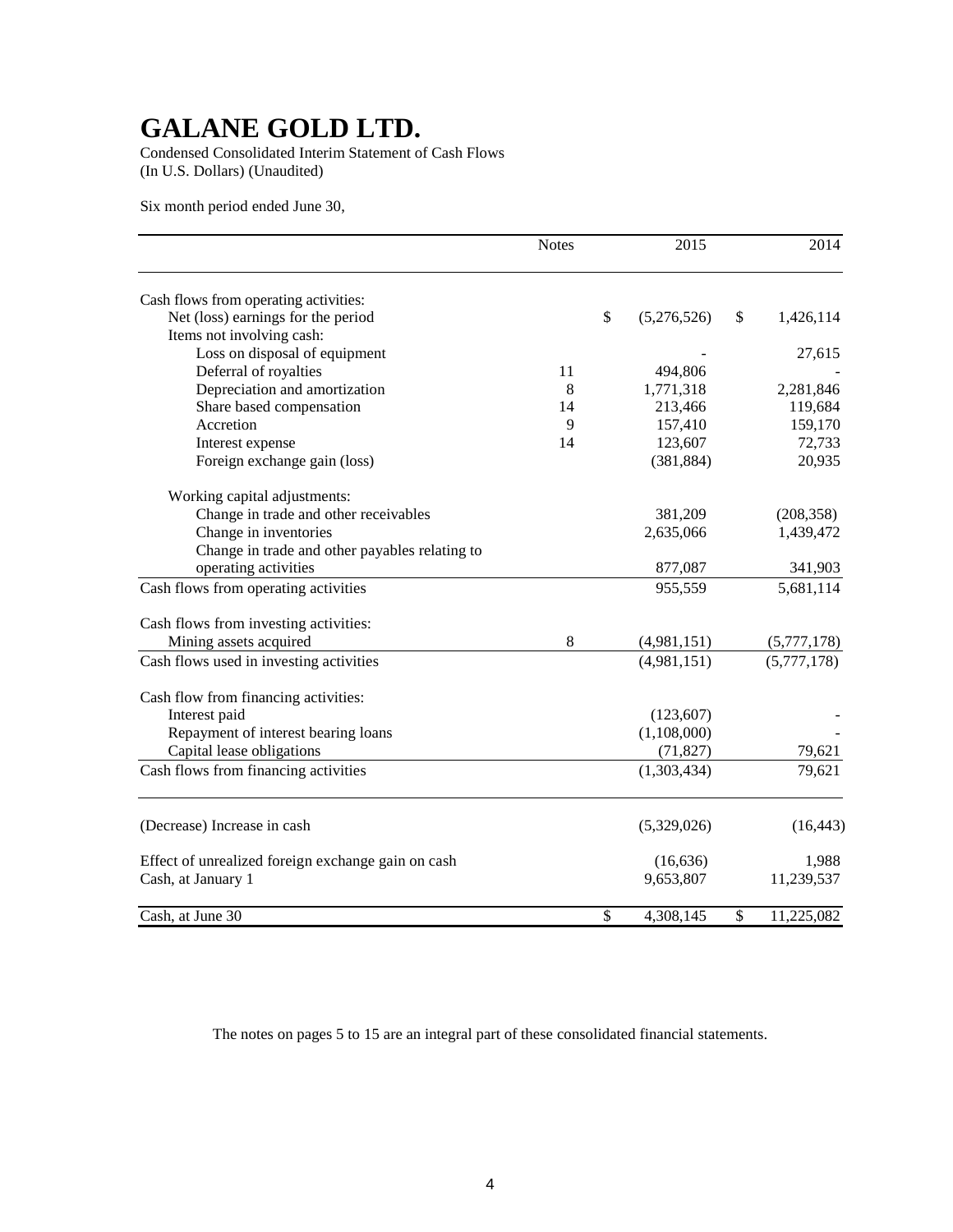# GALANE GOLD LTD.

Condensed Consolidated Interim Statement of Cash Flows
(In U.S. Dollars) (Unaudited)

Six month period ended June 30,

| | Notes | 2015 | 2014 |
|---|---|---|---|
| Cash flows from operating activities: | | | |
| Net (loss) earnings for the period | | $ (5,276,526) | $ 1,426,114 |
| Items not involving cash: | | | |
| Loss on disposal of equipment | | - | 27,615 |
| Deferral of royalties | 11 | 494,806 | - |
| Depreciation and amortization | 8 | 1,771,318 | 2,281,846 |
| Share based compensation | 14 | 213,466 | 119,684 |
| Accretion | 9 | 157,410 | 159,170 |
| Interest expense | 14 | 123,607 | 72,733 |
| Foreign exchange gain (loss) | | (381,884) | 20,935 |
| Working capital adjustments: | | | |
| Change in trade and other receivables | | 381,209 | (208,358) |
| Change in inventories | | 2,635,066 | 1,439,472 |
| Change in trade and other payables relating to operating activities | | 877,087 | 341,903 |
| Cash flows from operating activities | | 955,559 | 5,681,114 |
| Cash flows from investing activities: | | | |
| Mining assets acquired | 8 | (4,981,151) | (5,777,178) |
| Cash flows used in investing activities | | (4,981,151) | (5,777,178) |
| Cash flow from financing activities: | | | |
| Interest paid | | (123,607) | - |
| Repayment of interest bearing loans | | (1,108,000) | - |
| Capital lease obligations | | (71,827) | 79,621 |
| Cash flows from financing activities | | (1,303,434) | 79,621 |
| (Decrease) Increase in cash | | (5,329,026) | (16,443) |
| Effect of unrealized foreign exchange gain on cash | | (16,636) | 1,988 |
| Cash, at January 1 | | 9,653,807 | 11,239,537 |
| Cash, at June 30 | | $ 4,308,145 | $ 11,225,082 |

The notes on pages 5 to 15 are an integral part of these consolidated financial statements.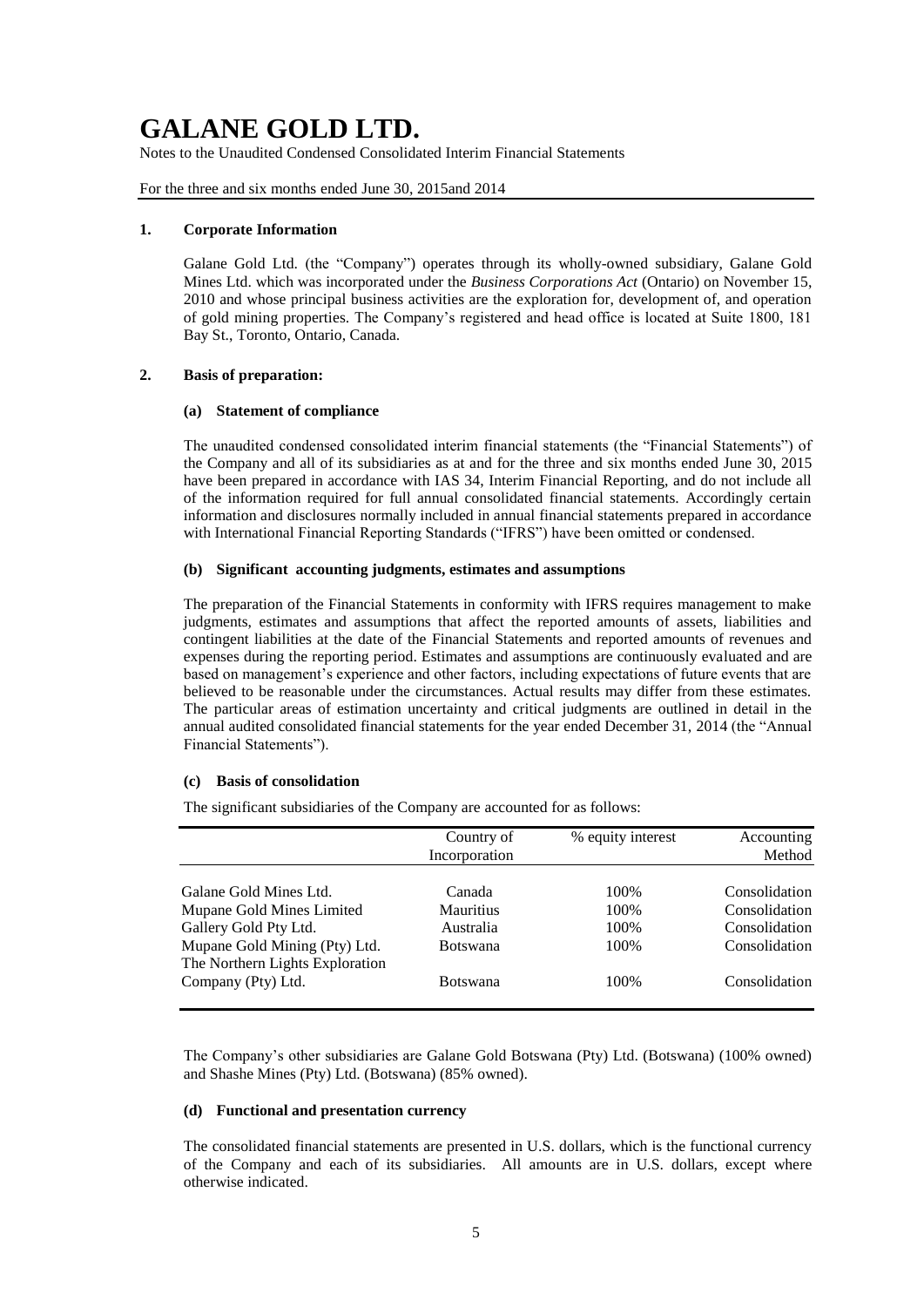# GALANE GOLD LTD.

Notes to the Unaudited Condensed Consolidated Interim Financial Statements

For the three and six months ended June 30, 2015and 2014

## 1. Corporate Information

Galane Gold Ltd. (the "Company") operates through its wholly-owned subsidiary, Galane Gold Mines Ltd. which was incorporated under the *Business Corporations Act* (Ontario) on November 15, 2010 and whose principal business activities are the exploration for, development of, and operation of gold mining properties. The Company's registered and head office is located at Suite 1800, 181 Bay St., Toronto, Ontario, Canada.

## 2. Basis of preparation:

### (a) Statement of compliance

The unaudited condensed consolidated interim financial statements (the "Financial Statements") of the Company and all of its subsidiaries as at and for the three and six months ended June 30, 2015 have been prepared in accordance with IAS 34, Interim Financial Reporting, and do not include all of the information required for full annual consolidated financial statements. Accordingly certain information and disclosures normally included in annual financial statements prepared in accordance with International Financial Reporting Standards ("IFRS") have been omitted or condensed.

### (b) Significant accounting judgments, estimates and assumptions

The preparation of the Financial Statements in conformity with IFRS requires management to make judgments, estimates and assumptions that affect the reported amounts of assets, liabilities and contingent liabilities at the date of the Financial Statements and reported amounts of revenues and expenses during the reporting period. Estimates and assumptions are continuously evaluated and are based on management's experience and other factors, including expectations of future events that are believed to be reasonable under the circumstances. Actual results may differ from these estimates. The particular areas of estimation uncertainty and critical judgments are outlined in detail in the annual audited consolidated financial statements for the year ended December 31, 2014 (the "Annual Financial Statements").

### (c) Basis of consolidation

The significant subsidiaries of the Company are accounted for as follows:

| | Country of Incorporation | % equity interest | Accounting Method |
|---|---|---|---|
| Galane Gold Mines Ltd. | Canada | 100% | Consolidation |
| Mupane Gold Mines Limited | Mauritius | 100% | Consolidation |
| Gallery Gold Pty Ltd. | Australia | 100% | Consolidation |
| Mupane Gold Mining (Pty) Ltd. | Botswana | 100% | Consolidation |
| The Northern Lights Exploration Company (Pty) Ltd. | Botswana | 100% | Consolidation |

The Company's other subsidiaries are Galane Gold Botswana (Pty) Ltd. (Botswana) (100% owned) and Shashe Mines (Pty) Ltd. (Botswana) (85% owned).

### (d) Functional and presentation currency

The consolidated financial statements are presented in U.S. dollars, which is the functional currency of the Company and each of its subsidiaries. All amounts are in U.S. dollars, except where otherwise indicated.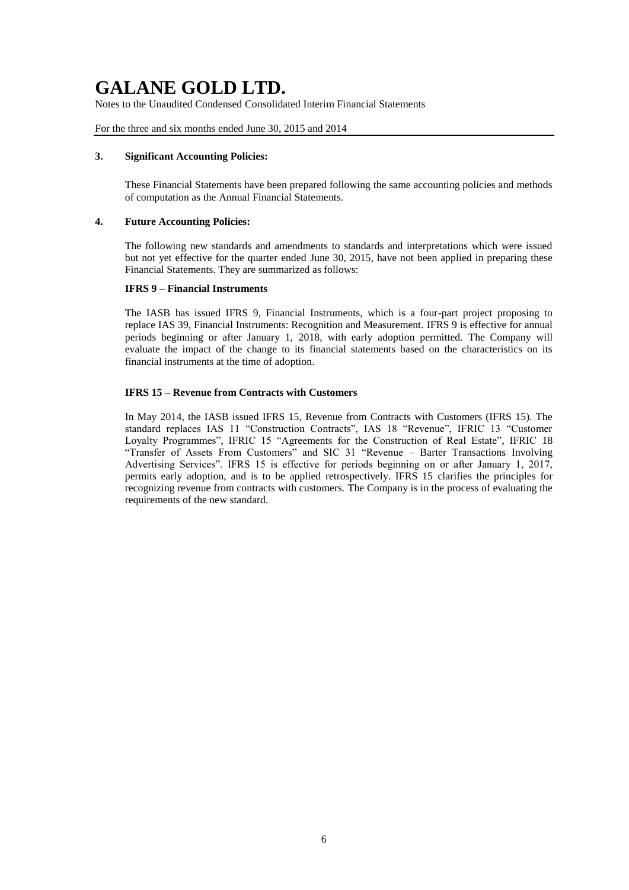### 3. Significant Accounting Policies:

These Financial Statements have been prepared following the same accounting policies and methods of computation as the Annual Financial Statements.

### 4. Future Accounting Policies:

The following new standards and amendments to standards and interpretations which were issued but not yet effective for the quarter ended June 30, 2015, have not been applied in preparing these Financial Statements. They are summarized as follows:

**IFRS 9 – Financial Instruments**

The IASB has issued IFRS 9, Financial Instruments, which is a four-part project proposing to replace IAS 39, Financial Instruments: Recognition and Measurement. IFRS 9 is effective for annual periods beginning or after January 1, 2018, with early adoption permitted. The Company will evaluate the impact of the change to its financial statements based on the characteristics on its financial instruments at the time of adoption.

**IFRS 15 – Revenue from Contracts with Customers**

In May 2014, the IASB issued IFRS 15, Revenue from Contracts with Customers (IFRS 15). The standard replaces IAS 11 "Construction Contracts", IAS 18 "Revenue", IFRIC 13 "Customer Loyalty Programmes", IFRIC 15 "Agreements for the Construction of Real Estate", IFRIC 18 "Transfer of Assets From Customers" and SIC 31 "Revenue – Barter Transactions Involving Advertising Services". IFRS 15 is effective for periods beginning on or after January 1, 2017, permits early adoption, and is to be applied retrospectively. IFRS 15 clarifies the principles for recognizing revenue from contracts with customers. The Company is in the process of evaluating the requirements of the new standard.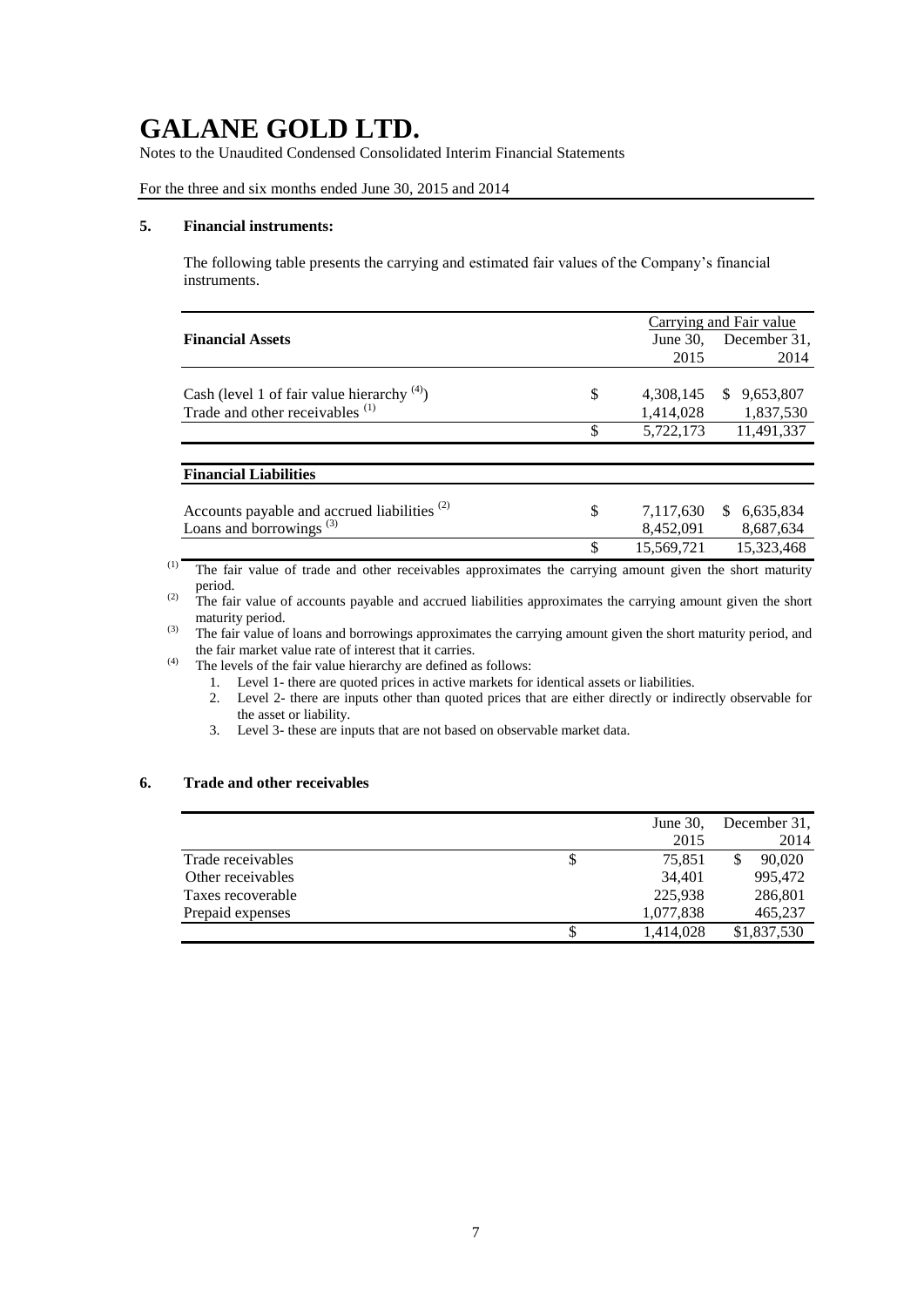# GALANE GOLD LTD.

Notes to the Unaudited Condensed Consolidated Interim Financial Statements

For the three and six months ended June 30, 2015 and 2014

## 5. Financial instruments:

The following table presents the carrying and estimated fair values of the Company's financial instruments.

| **Financial Assets** | | Carrying and Fair value | |
|---|---|---|---|
| | | June 30, 2015 | December 31, 2014 |
| Cash (level 1 of fair value hierarchy [(4)]) | $ | 4,308,145 | $ 9,653,807 |
| Trade and other receivables [(1)] | | 1,414,028 | 1,837,530 |
| | $ | 5,722,173 | 11,491,337 |

| **Financial Liabilities** | | | |
|---|---|---|---|
| Accounts payable and accrued liabilities [(2)] | $ | 7,117,630 | $ 6,635,834 |
| Loans and borrowings [(3)] | | 8,452,091 | 8,687,634 |
| | $ | 15,569,721 | 15,323,468 |

(1) The fair value of trade and other receivables approximates the carrying amount given the short maturity period.

(2) The fair value of accounts payable and accrued liabilities approximates the carrying amount given the short maturity period.

(3) The fair value of loans and borrowings approximates the carrying amount given the short maturity period, and the fair market value rate of interest that it carries.

(4) The levels of the fair value hierarchy are defined as follows:

1. Level 1- there are quoted prices in active markets for identical assets or liabilities.
2. Level 2- there are inputs other than quoted prices that are either directly or indirectly observable for the asset or liability.
3. Level 3- these are inputs that are not based on observable market data.

## 6. Trade and other receivables

| | | June 30, 2015 | December 31, 2014 |
|---|---|---|---|
| Trade receivables | $ | 75,851 | $ 90,020 |
| Other receivables | | 34,401 | 995,472 |
| Taxes recoverable | | 225,938 | 286,801 |
| Prepaid expenses | | 1,077,838 | 465,237 |
| | $ | 1,414,028 | $1,837,530 |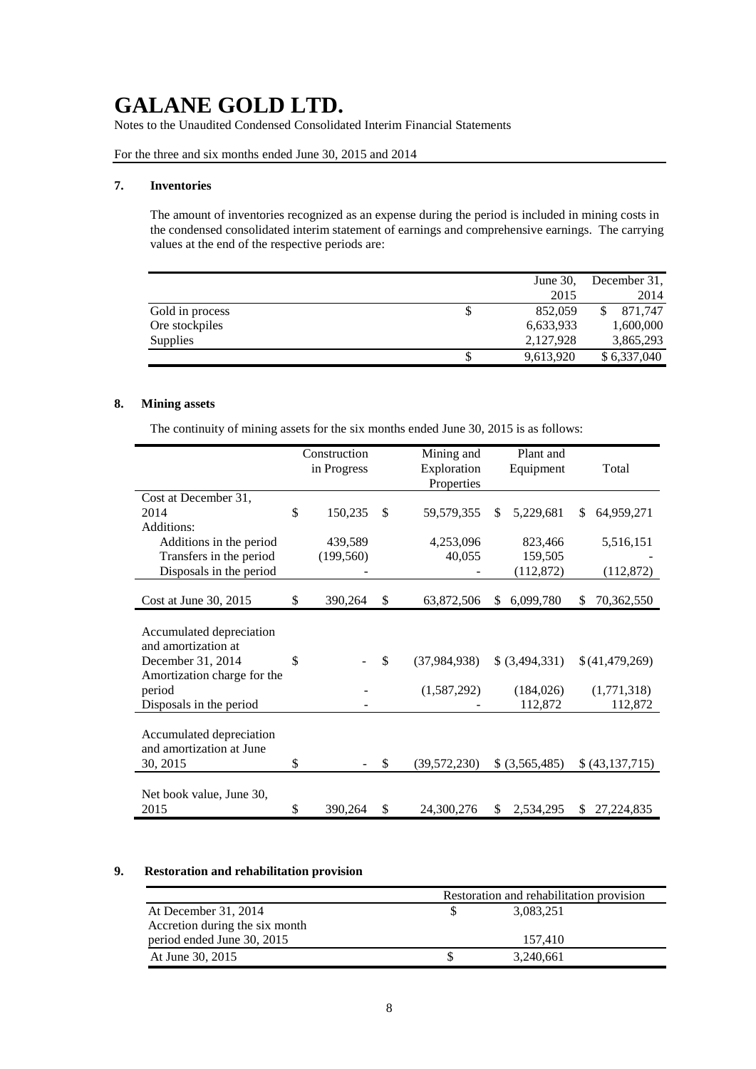# GALANE GOLD LTD.

Notes to the Unaudited Condensed Consolidated Interim Financial Statements

For the three and six months ended June 30, 2015 and 2014

## 7. Inventories

The amount of inventories recognized as an expense during the period is included in mining costs in the condensed consolidated interim statement of earnings and comprehensive earnings. The carrying values at the end of the respective periods are:

| | June 30, 2015 | December 31, 2014 |
|---|---|---|
| Gold in process | $ 852,059 | $ 871,747 |
| Ore stockpiles | 6,633,933 | 1,600,000 |
| Supplies | 2,127,928 | 3,865,293 |
| | $ 9,613,920 | $ 6,337,040 |

## 8. Mining assets

The continuity of mining assets for the six months ended June 30, 2015 is as follows:

| | Construction in Progress | Mining and Exploration Properties | Plant and Equipment | Total |
|---|---|---|---|---|
| Cost at December 31, 2014 | $ 150,235 | $ 59,579,355 | $ 5,229,681 | $ 64,959,271 |
| Additions: | | | | |
| Additions in the period | 439,589 | 4,253,096 | 823,466 | 5,516,151 |
| Transfers in the period | (199,560) | 40,055 | 159,505 | - |
| Disposals in the period | - | - | (112,872) | (112,872) |
| Cost at June 30, 2015 | $ 390,264 | $ 63,872,506 | $ 6,099,780 | $ 70,362,550 |
| Accumulated depreciation and amortization at December 31, 2014 | $ - | $ (37,984,938) | $ (3,494,331) | $ (41,479,269) |
| Amortization charge for the period | - | (1,587,292) | (184,026) | (1,771,318) |
| Disposals in the period | - | - | 112,872 | 112,872 |
| Accumulated depreciation and amortization at June 30, 2015 | $ - | $ (39,572,230) | $ (3,565,485) | $ (43,137,715) |
| Net book value, June 30, 2015 | $ 390,264 | $ 24,300,276 | $ 2,534,295 | $ 27,224,835 |

## 9. Restoration and rehabilitation provision

| | Restoration and rehabilitation provision |
|---|---|
| At December 31, 2014 | $ 3,083,251 |
| Accretion during the six month period ended June 30, 2015 | 157,410 |
| At June 30, 2015 | $ 3,240,661 |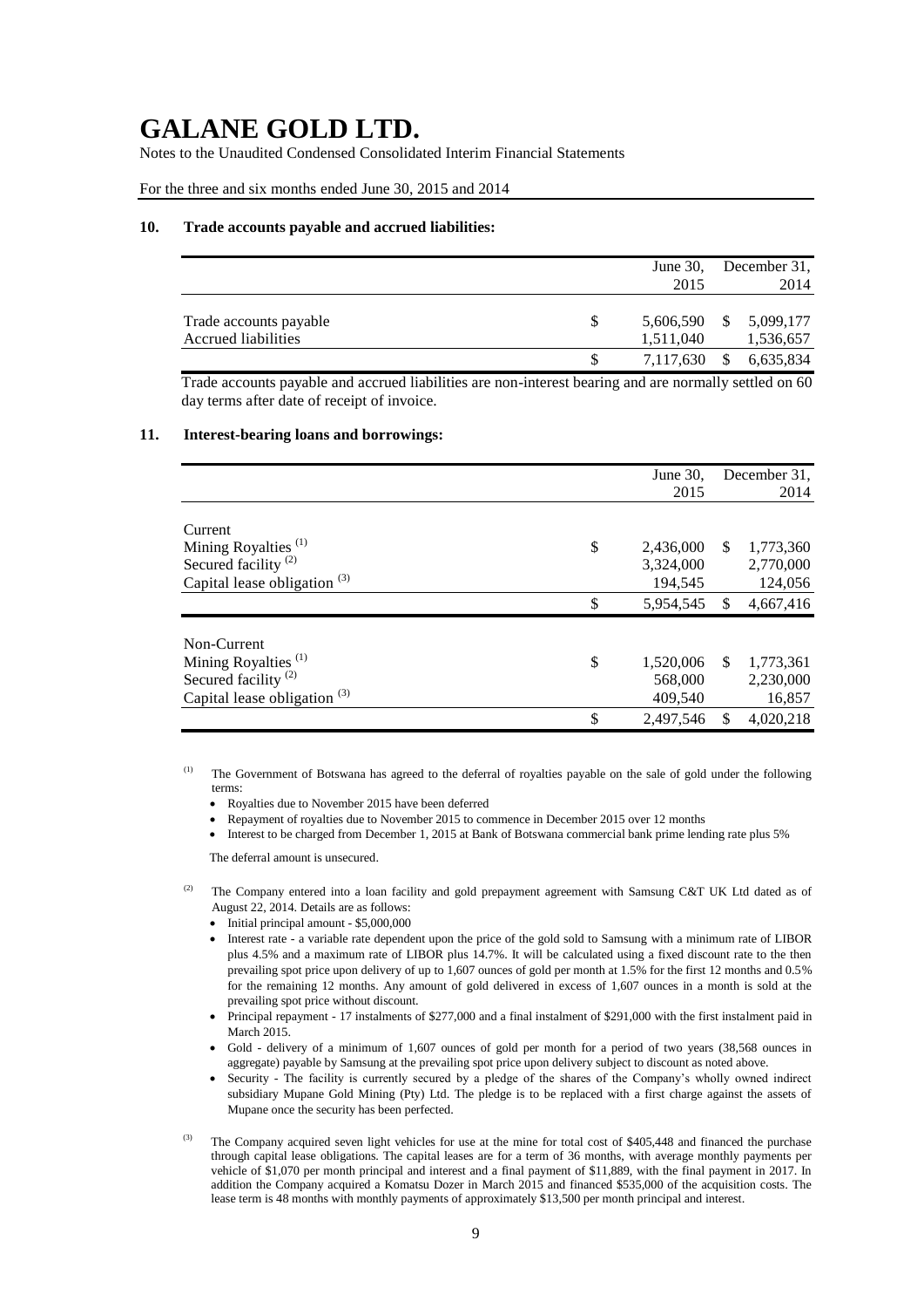## 10. Trade accounts payable and accrued liabilities:

| | June 30, 2015 | December 31, 2014 |
|---|---|---|
| Trade accounts payable | $ 5,606,590 | $ 5,099,177 |
| Accrued liabilities | 1,511,040 | 1,536,657 |
| | $ 7,117,630 | $ 6,635,834 |

Trade accounts payable and accrued liabilities are non-interest bearing and are normally settled on 60 day terms after date of receipt of invoice.

## 11. Interest-bearing loans and borrowings:

| | June 30, 2015 | December 31, 2014 |
|---|---|---|
| Current | | |
| Mining Royalties [(1)] | $ 2,436,000 | $ 1,773,360 |
| Secured facility [(2)] | 3,324,000 | 2,770,000 |
| Capital lease obligation [(3)] | 194,545 | 124,056 |
| | $ 5,954,545 | $ 4,667,416 |
| Non-Current | | |
| Mining Royalties [(1)] | $ 1,520,006 | $ 1,773,361 |
| Secured facility [(2)] | 568,000 | 2,230,000 |
| Capital lease obligation [(3)] | 409,540 | 16,857 |
| | $ 2,497,546 | $ 4,020,218 |

(1) The Government of Botswana has agreed to the deferral of royalties payable on the sale of gold under the following terms:

- Royalties due to November 2015 have been deferred
- Repayment of royalties due to November 2015 to commence in December 2015 over 12 months
- Interest to be charged from December 1, 2015 at Bank of Botswana commercial bank prime lending rate plus 5%

The deferral amount is unsecured.

(2) The Company entered into a loan facility and gold prepayment agreement with Samsung C&T UK Ltd dated as of August 22, 2014. Details are as follows:

- Initial principal amount - $5,000,000
- Interest rate - a variable rate dependent upon the price of the gold sold to Samsung with a minimum rate of LIBOR plus 4.5% and a maximum rate of LIBOR plus 14.7%. It will be calculated using a fixed discount rate to the then prevailing spot price upon delivery of up to 1,607 ounces of gold per month at 1.5% for the first 12 months and 0.5% for the remaining 12 months. Any amount of gold delivered in excess of 1,607 ounces in a month is sold at the prevailing spot price without discount.
- Principal repayment - 17 instalments of $277,000 and a final instalment of $291,000 with the first instalment paid in March 2015.
- Gold - delivery of a minimum of 1,607 ounces of gold per month for a period of two years (38,568 ounces in aggregate) payable by Samsung at the prevailing spot price upon delivery subject to discount as noted above.
- Security - The facility is currently secured by a pledge of the shares of the Company's wholly owned indirect subsidiary Mupane Gold Mining (Pty) Ltd. The pledge is to be replaced with a first charge against the assets of Mupane once the security has been perfected.

(3) The Company acquired seven light vehicles for use at the mine for total cost of $405,448 and financed the purchase through capital lease obligations. The capital leases are for a term of 36 months, with average monthly payments per vehicle of $1,070 per month principal and interest and a final payment of $11,889, with the final payment in 2017. In addition the Company acquired a Komatsu Dozer in March 2015 and financed $535,000 of the acquisition costs. The lease term is 48 months with monthly payments of approximately $13,500 per month principal and interest.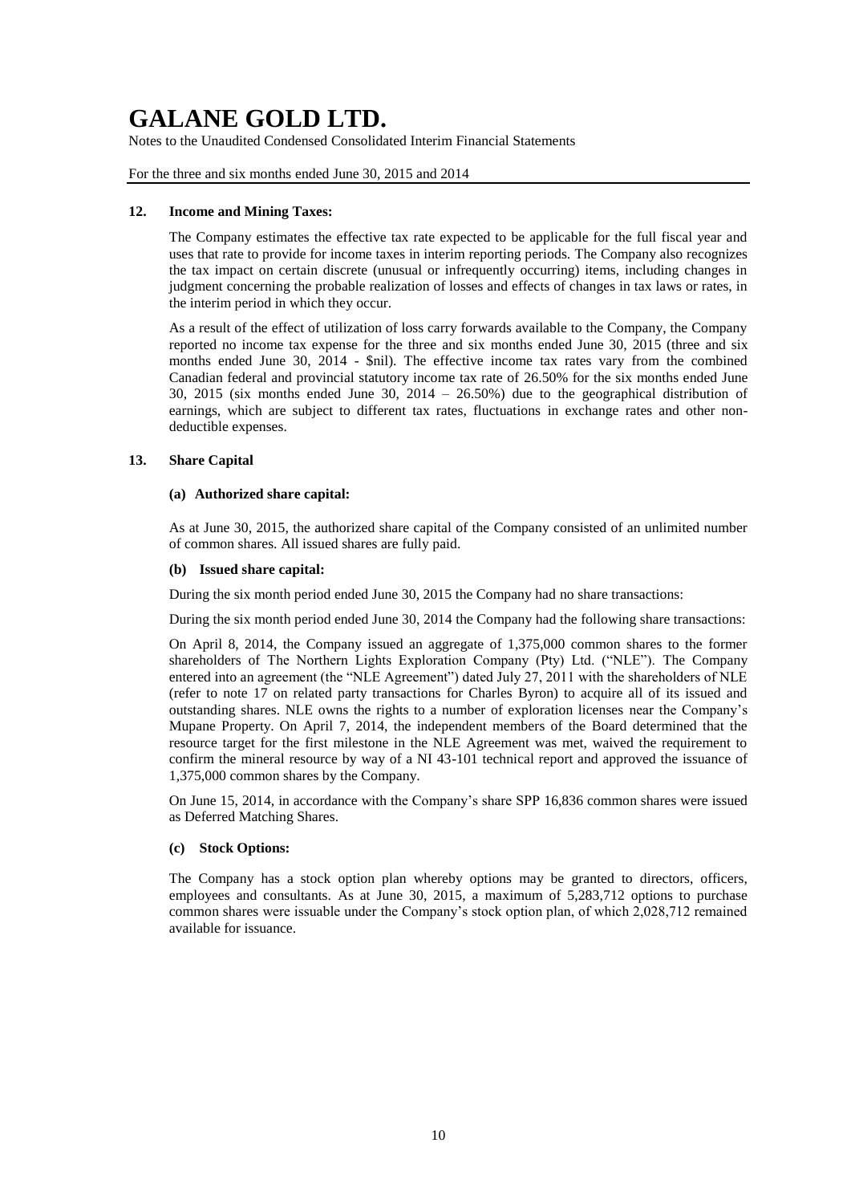### 12. Income and Mining Taxes:

The Company estimates the effective tax rate expected to be applicable for the full fiscal year and uses that rate to provide for income taxes in interim reporting periods. The Company also recognizes the tax impact on certain discrete (unusual or infrequently occurring) items, including changes in judgment concerning the probable realization of losses and effects of changes in tax laws or rates, in the interim period in which they occur.

As a result of the effect of utilization of loss carry forwards available to the Company, the Company reported no income tax expense for the three and six months ended June 30, 2015 (three and six months ended June 30, 2014 - $nil). The effective income tax rates vary from the combined Canadian federal and provincial statutory income tax rate of 26.50% for the six months ended June 30, 2015 (six months ended June 30, 2014 – 26.50%) due to the geographical distribution of earnings, which are subject to different tax rates, fluctuations in exchange rates and other non-deductible expenses.

### 13. Share Capital

#### (a) Authorized share capital:

As at June 30, 2015, the authorized share capital of the Company consisted of an unlimited number of common shares. All issued shares are fully paid.

#### (b) Issued share capital:

During the six month period ended June 30, 2015 the Company had no share transactions:

During the six month period ended June 30, 2014 the Company had the following share transactions:

On April 8, 2014, the Company issued an aggregate of 1,375,000 common shares to the former shareholders of The Northern Lights Exploration Company (Pty) Ltd. ("NLE"). The Company entered into an agreement (the "NLE Agreement") dated July 27, 2011 with the shareholders of NLE (refer to note 17 on related party transactions for Charles Byron) to acquire all of its issued and outstanding shares. NLE owns the rights to a number of exploration licenses near the Company's Mupane Property. On April 7, 2014, the independent members of the Board determined that the resource target for the first milestone in the NLE Agreement was met, waived the requirement to confirm the mineral resource by way of a NI 43-101 technical report and approved the issuance of 1,375,000 common shares by the Company.

On June 15, 2014, in accordance with the Company's share SPP 16,836 common shares were issued as Deferred Matching Shares.

#### (c) Stock Options:

The Company has a stock option plan whereby options may be granted to directors, officers, employees and consultants. As at June 30, 2015, a maximum of 5,283,712 options to purchase common shares were issuable under the Company's stock option plan, of which 2,028,712 remained available for issuance.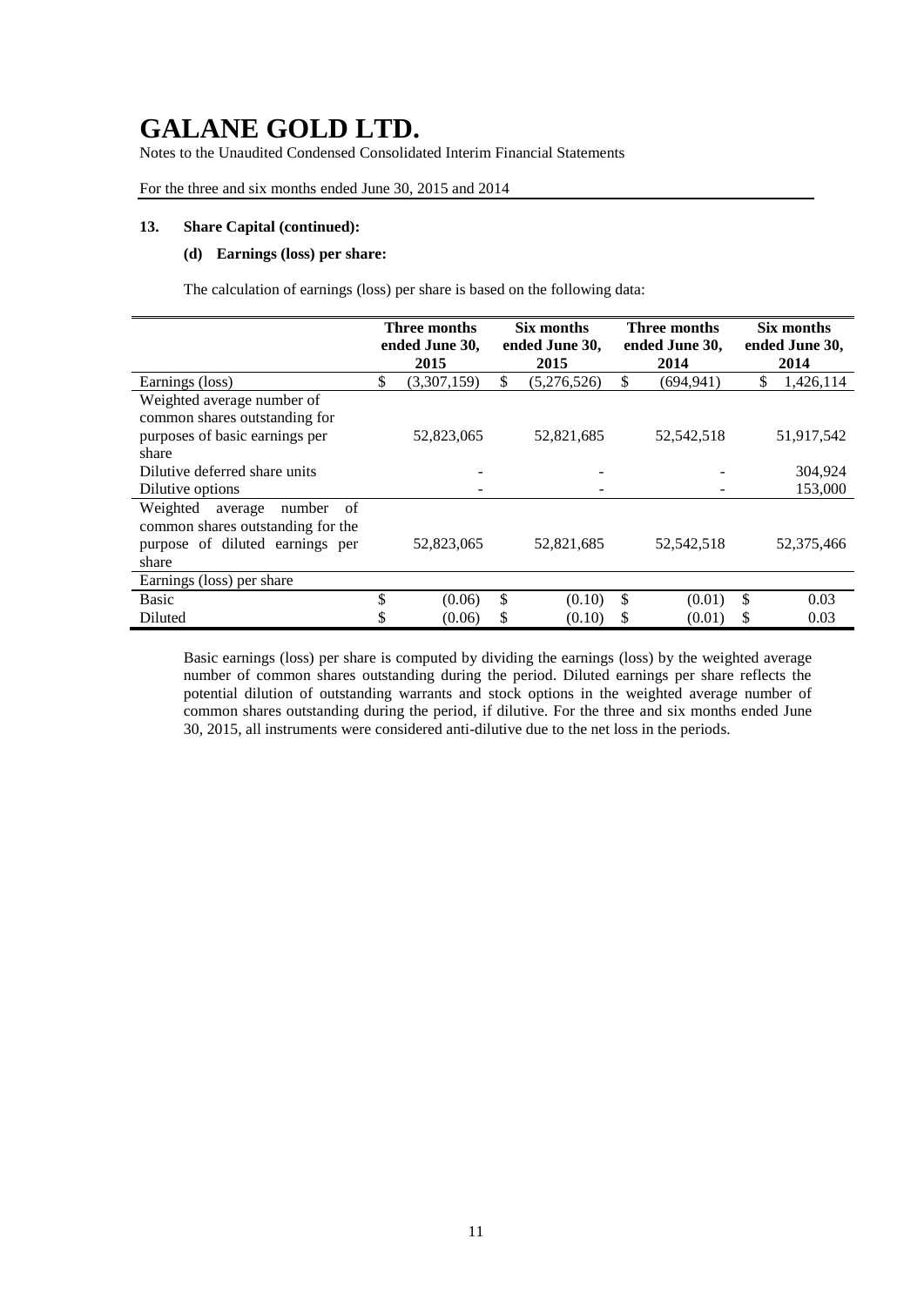# GALANE GOLD LTD.

Notes to the Unaudited Condensed Consolidated Interim Financial Statements

For the three and six months ended June 30, 2015 and 2014

### 13. Share Capital (continued):

#### (d) Earnings (loss) per share:

The calculation of earnings (loss) per share is based on the following data:

| | Three months ended June 30, 2015 | Six months ended June 30, 2015 | Three months ended June 30, 2014 | Six months ended June 30, 2014 |
|---|---|---|---|---|
| Earnings (loss) | $ (3,307,159) | $ (5,276,526) | $ (694,941) | $ 1,426,114 |
| Weighted average number of common shares outstanding for purposes of basic earnings per share | 52,823,065 | 52,821,685 | 52,542,518 | 51,917,542 |
| Dilutive deferred share units | - | - | - | 304,924 |
| Dilutive options | - | - | - | 153,000 |
| Weighted average number of common shares outstanding for the purpose of diluted earnings per share | 52,823,065 | 52,821,685 | 52,542,518 | 52,375,466 |
| Earnings (loss) per share | | | | |
| Basic | $ (0.06) | $ (0.10) | $ (0.01) | $ 0.03 |
| Diluted | $ (0.06) | $ (0.10) | $ (0.01) | $ 0.03 |

Basic earnings (loss) per share is computed by dividing the earnings (loss) by the weighted average number of common shares outstanding during the period. Diluted earnings per share reflects the potential dilution of outstanding warrants and stock options in the weighted average number of common shares outstanding during the period, if dilutive. For the three and six months ended June 30, 2015, all instruments were considered anti-dilutive due to the net loss in the periods.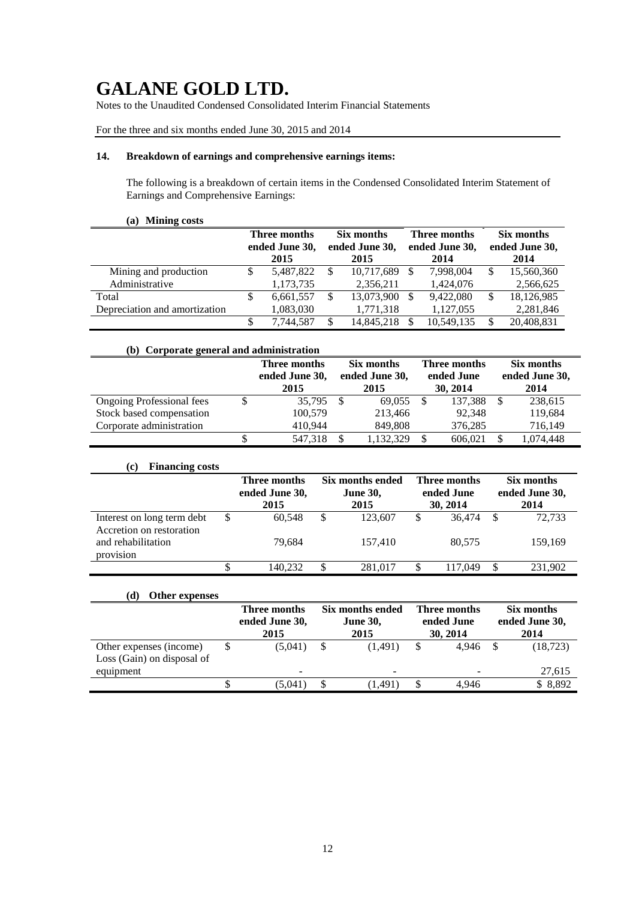# GALANE GOLD LTD.

Notes to the Unaudited Condensed Consolidated Interim Financial Statements

For the three and six months ended June 30, 2015 and 2014

## 14. Breakdown of earnings and comprehensive earnings items:

The following is a breakdown of certain items in the Condensed Consolidated Interim Statement of Earnings and Comprehensive Earnings:

### (a) Mining costs

| | Three months ended June 30, 2015 | Six months ended June 30, 2015 | Three months ended June 30, 2014 | Six months ended June 30, 2014 |
|---|---|---|---|---|
| Mining and production | $ 5,487,822 | $ 10,717,689 | $ 7,998,004 | $ 15,560,360 |
| Administrative | 1,173,735 | 2,356,211 | 1,424,076 | 2,566,625 |
| Total | $ 6,661,557 | $ 13,073,900 | $ 9,422,080 | $ 18,126,985 |
| Depreciation and amortization | 1,083,030 | 1,771,318 | 1,127,055 | 2,281,846 |
| | $ 7,744,587 | $ 14,845,218 | $ 10,549,135 | $ 20,408,831 |

### (b) Corporate general and administration

| | Three months ended June 30, 2015 | Six months ended June 30, 2015 | Three months ended June 30, 2014 | Six months ended June 30, 2014 |
|---|---|---|---|---|
| Ongoing Professional fees | $ 35,795 | $ 69,055 | $ 137,388 | $ 238,615 |
| Stock based compensation | 100,579 | 213,466 | 92,348 | 119,684 |
| Corporate administration | 410,944 | 849,808 | 376,285 | 716,149 |
| | $ 547,318 | $ 1,132,329 | $ 606,021 | $ 1,074,448 |

### (c) Financing costs

| | Three months ended June 30, 2015 | Six months ended June 30, 2015 | Three months ended June 30, 2014 | Six months ended June 30, 2014 |
|---|---|---|---|---|
| Interest on long term debt | $ 60,548 | $ 123,607 | $ 36,474 | $ 72,733 |
| Accretion on restoration and rehabilitation provision | 79,684 | 157,410 | 80,575 | 159,169 |
| | $ 140,232 | $ 281,017 | $ 117,049 | $ 231,902 |

### (d) Other expenses

| | Three months ended June 30, 2015 | Six months ended June 30, 2015 | Three months ended June 30, 2014 | Six months ended June 30, 2014 |
|---|---|---|---|---|
| Other expenses (income) | $ (5,041) | $ (1,491) | $ 4,946 | $ (18,723) |
| Loss (Gain) on disposal of equipment | - | - | - | 27,615 |
| | $ (5,041) | $ (1,491) | $ 4,946 | $ 8,892 |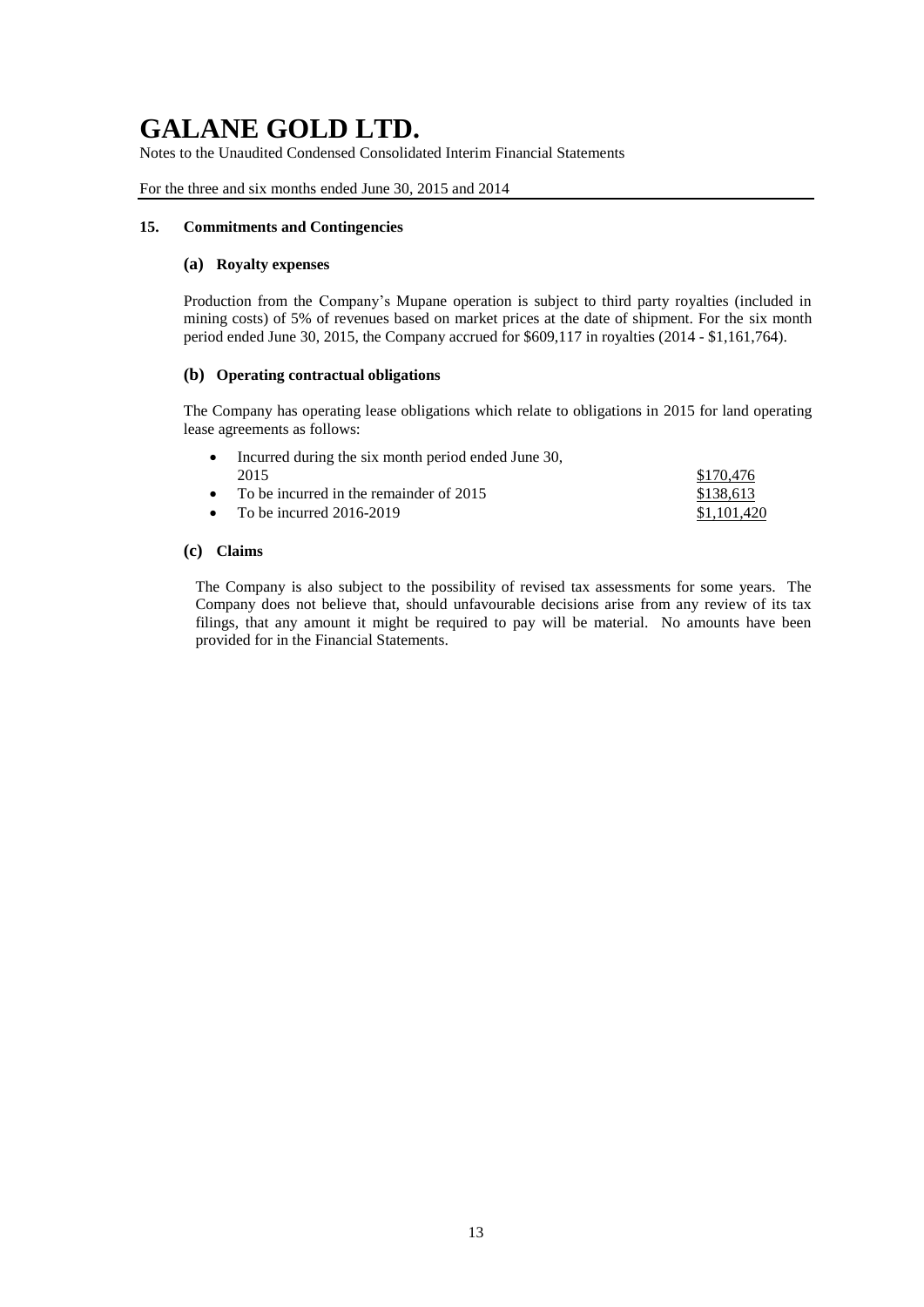# GALANE GOLD LTD.

Notes to the Unaudited Condensed Consolidated Interim Financial Statements

For the three and six months ended June 30, 2015 and 2014

## 15. Commitments and Contingencies

### (a) Royalty expenses

Production from the Company's Mupane operation is subject to third party royalties (included in mining costs) of 5% of revenues based on market prices at the date of shipment. For the six month period ended June 30, 2015, the Company accrued for $609,117 in royalties (2014 - $1,161,764).

### (b) Operating contractual obligations

The Company has operating lease obligations which relate to obligations in 2015 for land operating lease agreements as follows:

- Incurred during the six month period ended June 30, 2015 — $170,476
- To be incurred in the remainder of 2015 — $138,613
- To be incurred 2016-2019 — $1,101,420

### (c) Claims

The Company is also subject to the possibility of revised tax assessments for some years. The Company does not believe that, should unfavourable decisions arise from any review of its tax filings, that any amount it might be required to pay will be material. No amounts have been provided for in the Financial Statements.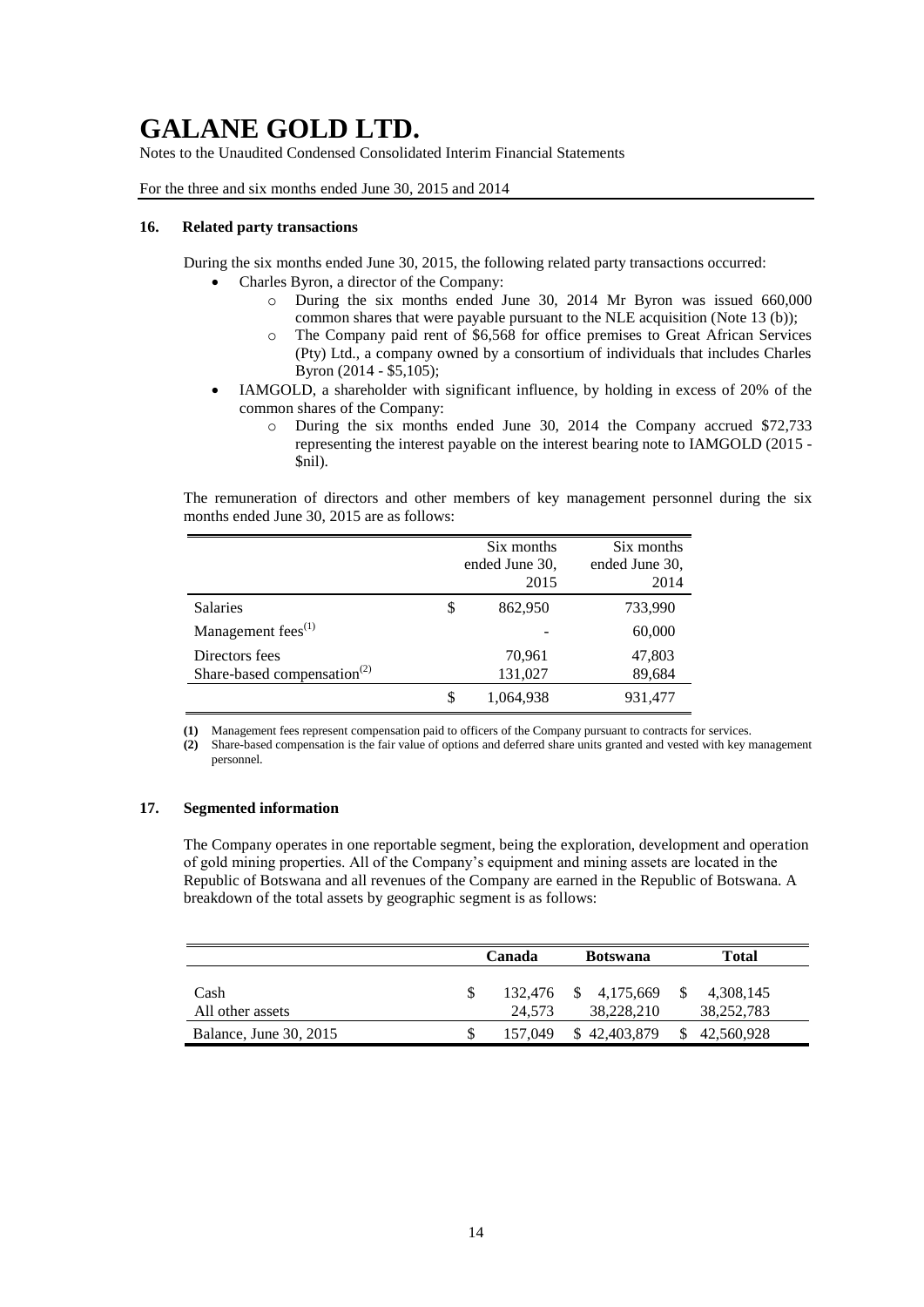## 16. Related party transactions

During the six months ended June 30, 2015, the following related party transactions occurred:

- Charles Byron, a director of the Company:
  - During the six months ended June 30, 2014 Mr Byron was issued 660,000 common shares that were payable pursuant to the NLE acquisition (Note 13 (b));
  - The Company paid rent of $6,568 for office premises to Great African Services (Pty) Ltd., a company owned by a consortium of individuals that includes Charles Byron (2014 - $5,105);
- IAMGOLD, a shareholder with significant influence, by holding in excess of 20% of the common shares of the Company:
  - During the six months ended June 30, 2014 the Company accrued $72,733 representing the interest payable on the interest bearing note to IAMGOLD (2015 - $nil).

The remuneration of directors and other members of key management personnel during the six months ended June 30, 2015 are as follows:

| | | Six months ended June 30, 2015 | Six months ended June 30, 2014 |
|---|---|---|---|
| Salaries | $ | 862,950 | 733,990 |
| Management fees(1) | | - | 60,000 |
| Directors fees | | 70,961 | 47,803 |
| Share-based compensation(2) | | 131,027 | 89,684 |
| | $ | 1,064,938 | 931,477 |

**(1)** Management fees represent compensation paid to officers of the Company pursuant to contracts for services.
**(2)** Share-based compensation is the fair value of options and deferred share units granted and vested with key management personnel.

## 17. Segmented information

The Company operates in one reportable segment, being the exploration, development and operation of gold mining properties. All of the Company's equipment and mining assets are located in the Republic of Botswana and all revenues of the Company are earned in the Republic of Botswana. A breakdown of the total assets by geographic segment is as follows:

| | **Canada** | **Botswana** | **Total** |
|---|---|---|---|
| Cash | $ 132,476 | $ 4,175,669 | $ 4,308,145 |
| All other assets | 24,573 | 38,228,210 | 38,252,783 |
| Balance, June 30, 2015 | $ 157,049 | $ 42,403,879 | $ 42,560,928 |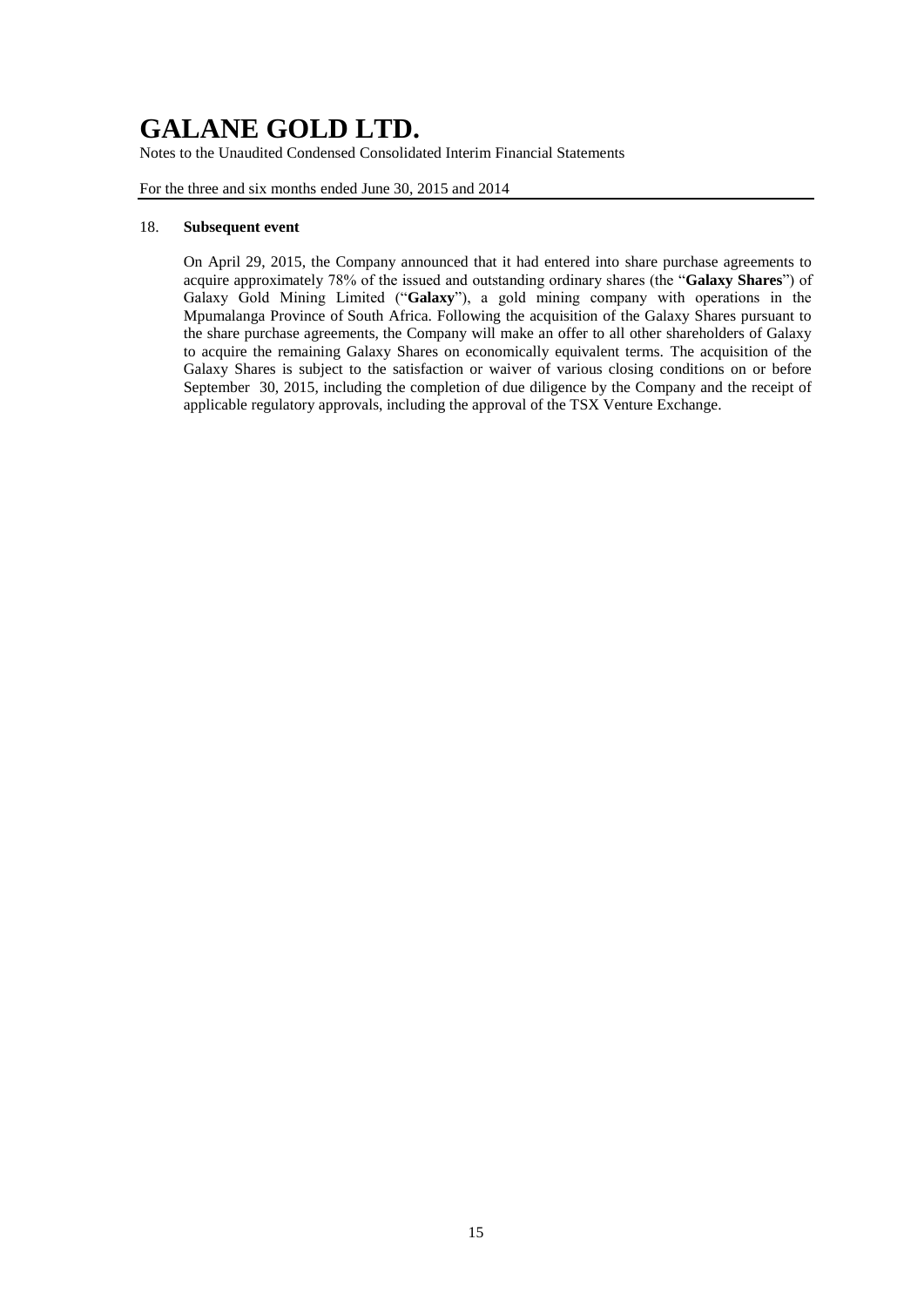### 18. Subsequent event

On April 29, 2015, the Company announced that it had entered into share purchase agreements to acquire approximately 78% of the issued and outstanding ordinary shares (the "**Galaxy Shares**") of Galaxy Gold Mining Limited ("**Galaxy**"), a gold mining company with operations in the Mpumalanga Province of South Africa. Following the acquisition of the Galaxy Shares pursuant to the share purchase agreements, the Company will make an offer to all other shareholders of Galaxy to acquire the remaining Galaxy Shares on economically equivalent terms. The acquisition of the Galaxy Shares is subject to the satisfaction or waiver of various closing conditions on or before September 30, 2015, including the completion of due diligence by the Company and the receipt of applicable regulatory approvals, including the approval of the TSX Venture Exchange.